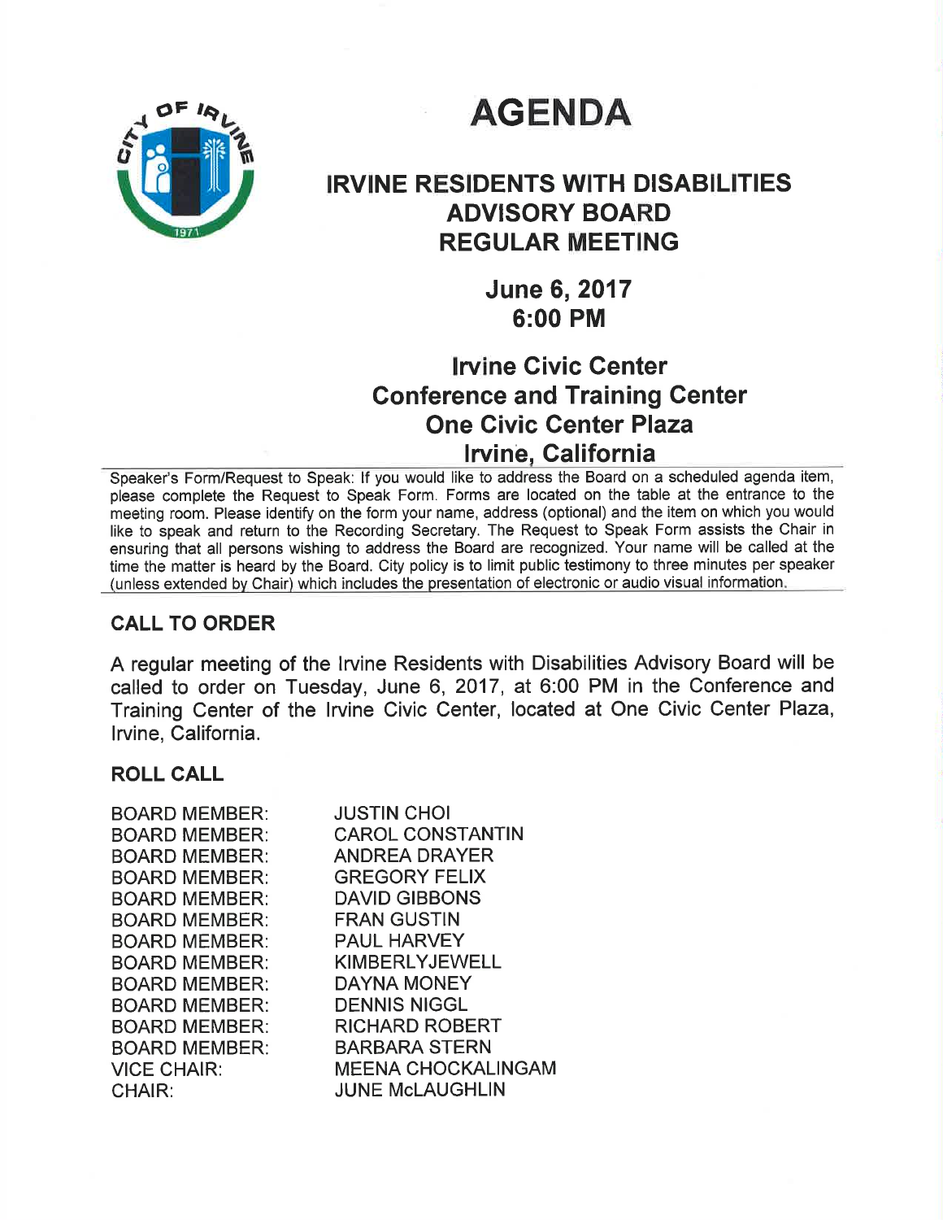# AGENDA

## IRVINE RESIDENTS WITH DISABILITIES ADVISORY BOARD REGULAR MEETING

### June 6, 2017
### 6:00 PM

### Irvine Civic Center
### Conference and Training Center
### One Civic Center Plaza
### Irvine, California

Speaker's Form/Request to Speak: If you would like to address the Board on a scheduled agenda item, please complete the Request to Speak Form. Forms are located on the table at the entrance to the meeting room. Please identify on the form your name, address (optional) and the item on which you would like to speak and return to the Recording Secretary. The Request to Speak Form assists the Chair in ensuring that all persons wishing to address the Board are recognized. Your name will be called at the time the matter is heard by the Board. City policy is to limit public testimony to three minutes per speaker (unless extended by Chair) which includes the presentation of electronic or audio visual information.

## CALL TO ORDER

A regular meeting of the Irvine Residents with Disabilities Advisory Board will be called to order on Tuesday, June 6, 2017, at 6:00 PM in the Conference and Training Center of the Irvine Civic Center, located at One Civic Center Plaza, Irvine, California.

## ROLL CALL

| | |
|---|---|
| BOARD MEMBER: | JUSTIN CHOI |
| BOARD MEMBER: | CAROL CONSTANTIN |
| BOARD MEMBER: | ANDREA DRAYER |
| BOARD MEMBER: | GREGORY FELIX |
| BOARD MEMBER: | DAVID GIBBONS |
| BOARD MEMBER: | FRAN GUSTIN |
| BOARD MEMBER: | PAUL HARVEY |
| BOARD MEMBER: | KIMBERLYJEWELL |
| BOARD MEMBER: | DAYNA MONEY |
| BOARD MEMBER: | DENNIS NIGGL |
| BOARD MEMBER: | RICHARD ROBERT |
| BOARD MEMBER: | BARBARA STERN |
| VICE CHAIR: | MEENA CHOCKALINGAM |
| CHAIR: | JUNE McLAUGHLIN |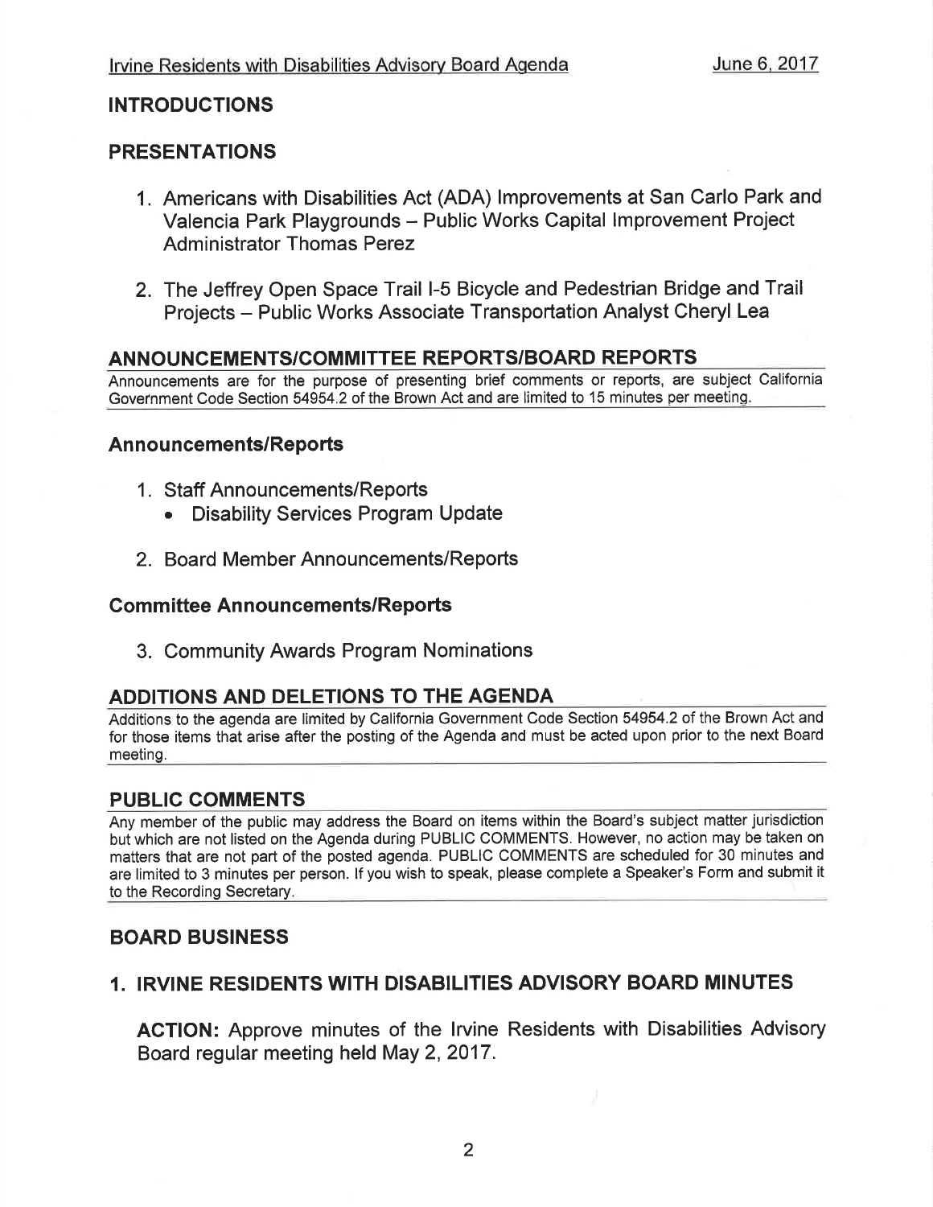## INTRODUCTIONS

## PRESENTATIONS

1. Americans with Disabilities Act (ADA) Improvements at San Carlo Park and Valencia Park Playgrounds – Public Works Capital Improvement Project Administrator Thomas Perez

2. The Jeffrey Open Space Trail I-5 Bicycle and Pedestrian Bridge and Trail Projects – Public Works Associate Transportation Analyst Cheryl Lea

## ANNOUNCEMENTS/COMMITTEE REPORTS/BOARD REPORTS

Announcements are for the purpose of presenting brief comments or reports, are subject California Government Code Section 54954.2 of the Brown Act and are limited to 15 minutes per meeting.

### Announcements/Reports

1. Staff Announcements/Reports
   - Disability Services Program Update

2. Board Member Announcements/Reports

### Committee Announcements/Reports

3. Community Awards Program Nominations

## ADDITIONS AND DELETIONS TO THE AGENDA

Additions to the agenda are limited by California Government Code Section 54954.2 of the Brown Act and for those items that arise after the posting of the Agenda and must be acted upon prior to the next Board meeting.

## PUBLIC COMMENTS

Any member of the public may address the Board on items within the Board's subject matter jurisdiction but which are not listed on the Agenda during PUBLIC COMMENTS. However, no action may be taken on matters that are not part of the posted agenda. PUBLIC COMMENTS are scheduled for 30 minutes and are limited to 3 minutes per person. If you wish to speak, please complete a Speaker's Form and submit it to the Recording Secretary.

## BOARD BUSINESS

### 1. IRVINE RESIDENTS WITH DISABILITIES ADVISORY BOARD MINUTES

**ACTION:** Approve minutes of the Irvine Residents with Disabilities Advisory Board regular meeting held May 2, 2017.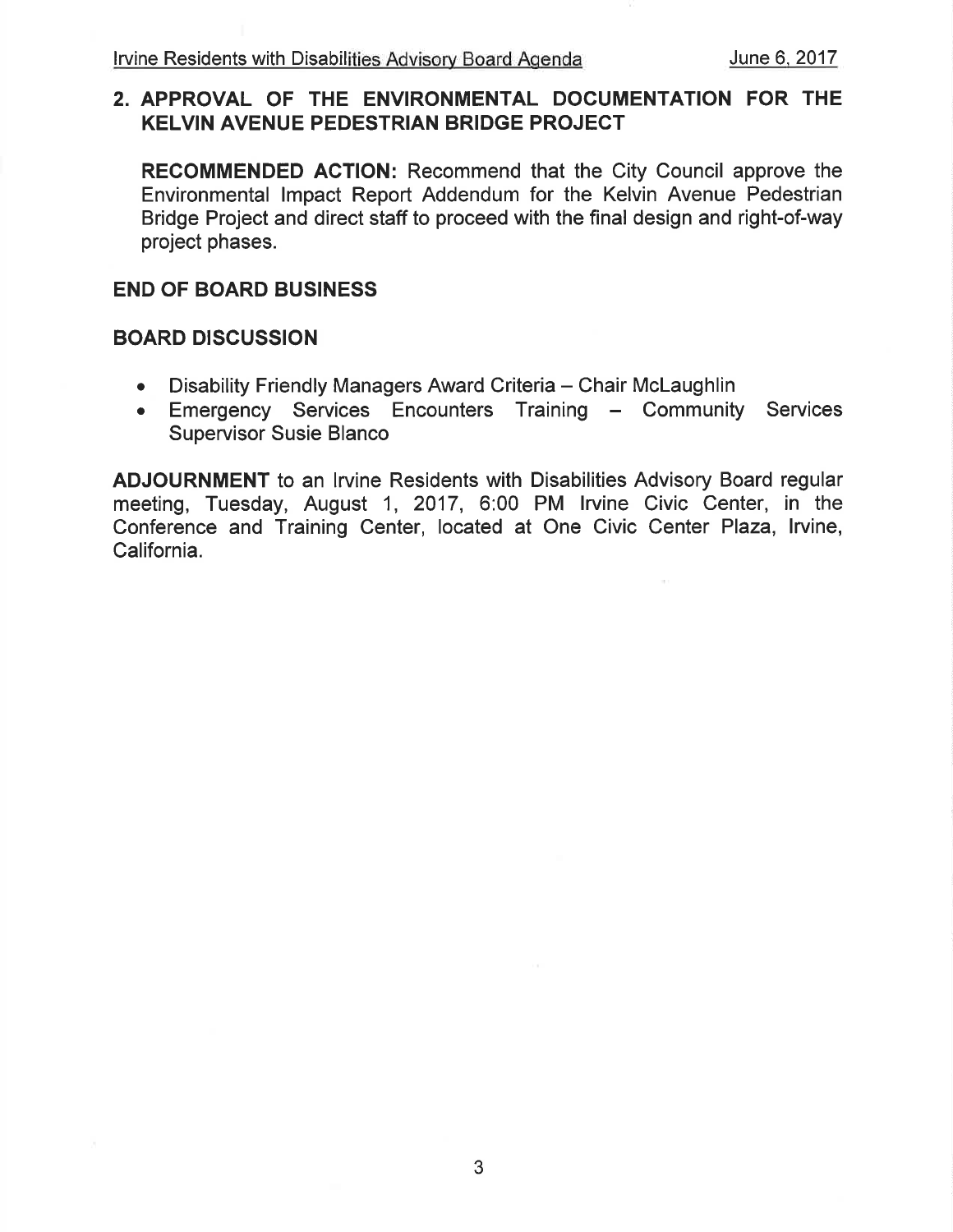**2. APPROVAL OF THE ENVIRONMENTAL DOCUMENTATION FOR THE KELVIN AVENUE PEDESTRIAN BRIDGE PROJECT**

**RECOMMENDED ACTION:** Recommend that the City Council approve the Environmental Impact Report Addendum for the Kelvin Avenue Pedestrian Bridge Project and direct staff to proceed with the final design and right-of-way project phases.

## END OF BOARD BUSINESS

## BOARD DISCUSSION

- Disability Friendly Managers Award Criteria – Chair McLaughlin
- Emergency Services Encounters Training – Community Services Supervisor Susie Blanco

**ADJOURNMENT** to an Irvine Residents with Disabilities Advisory Board regular meeting, Tuesday, August 1, 2017, 6:00 PM Irvine Civic Center, in the Conference and Training Center, located at One Civic Center Plaza, Irvine, California.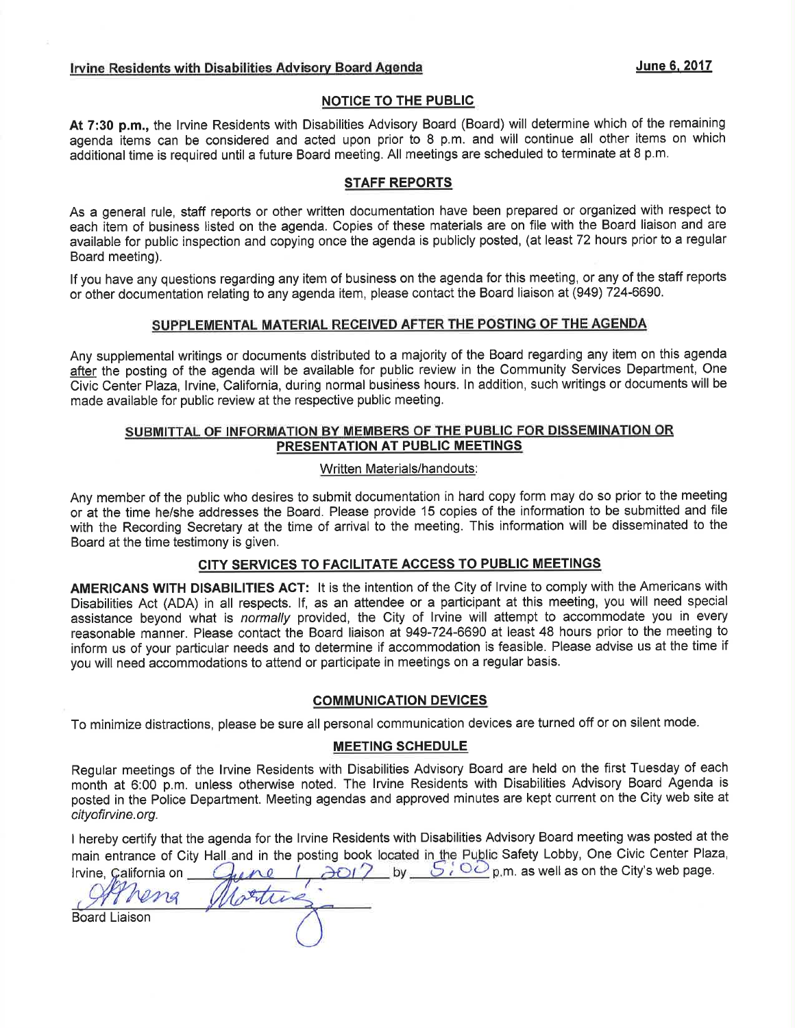**Irvine Residents with Disabilities Advisory Board Agenda** **June 6, 2017**

## NOTICE TO THE PUBLIC

**At 7:30 p.m.,** the Irvine Residents with Disabilities Advisory Board (Board) will determine which of the remaining agenda items can be considered and acted upon prior to 8 p.m. and will continue all other items on which additional time is required until a future Board meeting. All meetings are scheduled to terminate at 8 p.m.

## STAFF REPORTS

As a general rule, staff reports or other written documentation have been prepared or organized with respect to each item of business listed on the agenda. Copies of these materials are on file with the Board liaison and are available for public inspection and copying once the agenda is publicly posted, (at least 72 hours prior to a regular Board meeting).

If you have any questions regarding any item of business on the agenda for this meeting, or any of the staff reports or other documentation relating to any agenda item, please contact the Board liaison at (949) 724-6690.

## SUPPLEMENTAL MATERIAL RECEIVED AFTER THE POSTING OF THE AGENDA

Any supplemental writings or documents distributed to a majority of the Board regarding any item on this agenda after the posting of the agenda will be available for public review in the Community Services Department, One Civic Center Plaza, Irvine, California, during normal business hours. In addition, such writings or documents will be made available for public review at the respective public meeting.

## SUBMITTAL OF INFORMATION BY MEMBERS OF THE PUBLIC FOR DISSEMINATION OR PRESENTATION AT PUBLIC MEETINGS

Written Materials/handouts:

Any member of the public who desires to submit documentation in hard copy form may do so prior to the meeting or at the time he/she addresses the Board. Please provide 15 copies of the information to be submitted and file with the Recording Secretary at the time of arrival to the meeting. This information will be disseminated to the Board at the time testimony is given.

## CITY SERVICES TO FACILITATE ACCESS TO PUBLIC MEETINGS

**AMERICANS WITH DISABILITIES ACT:** It is the intention of the City of Irvine to comply with the Americans with Disabilities Act (ADA) in all respects. If, as an attendee or a participant at this meeting, you will need special assistance beyond what is *normally* provided, the City of Irvine will attempt to accommodate you in every reasonable manner. Please contact the Board liaison at 949-724-6690 at least 48 hours prior to the meeting to inform us of your particular needs and to determine if accommodation is feasible. Please advise us at the time if you will need accommodations to attend or participate in meetings on a regular basis.

## COMMUNICATION DEVICES

To minimize distractions, please be sure all personal communication devices are turned off or on silent mode.

## MEETING SCHEDULE

Regular meetings of the Irvine Residents with Disabilities Advisory Board are held on the first Tuesday of each month at 6:00 p.m. unless otherwise noted. The Irvine Residents with Disabilities Advisory Board Agenda is posted in the Police Department. Meeting agendas and approved minutes are kept current on the City web site at *cityofirvine.org*.

I hereby certify that the agenda for the Irvine Residents with Disabilities Advisory Board meeting was posted at the main entrance of City Hall and in the posting book located in the Public Safety Lobby, One Civic Center Plaza, Irvine, California on June 1, 2017 by 5:00 p.m. as well as on the City's web page.

Athena Martinez

Board Liaison